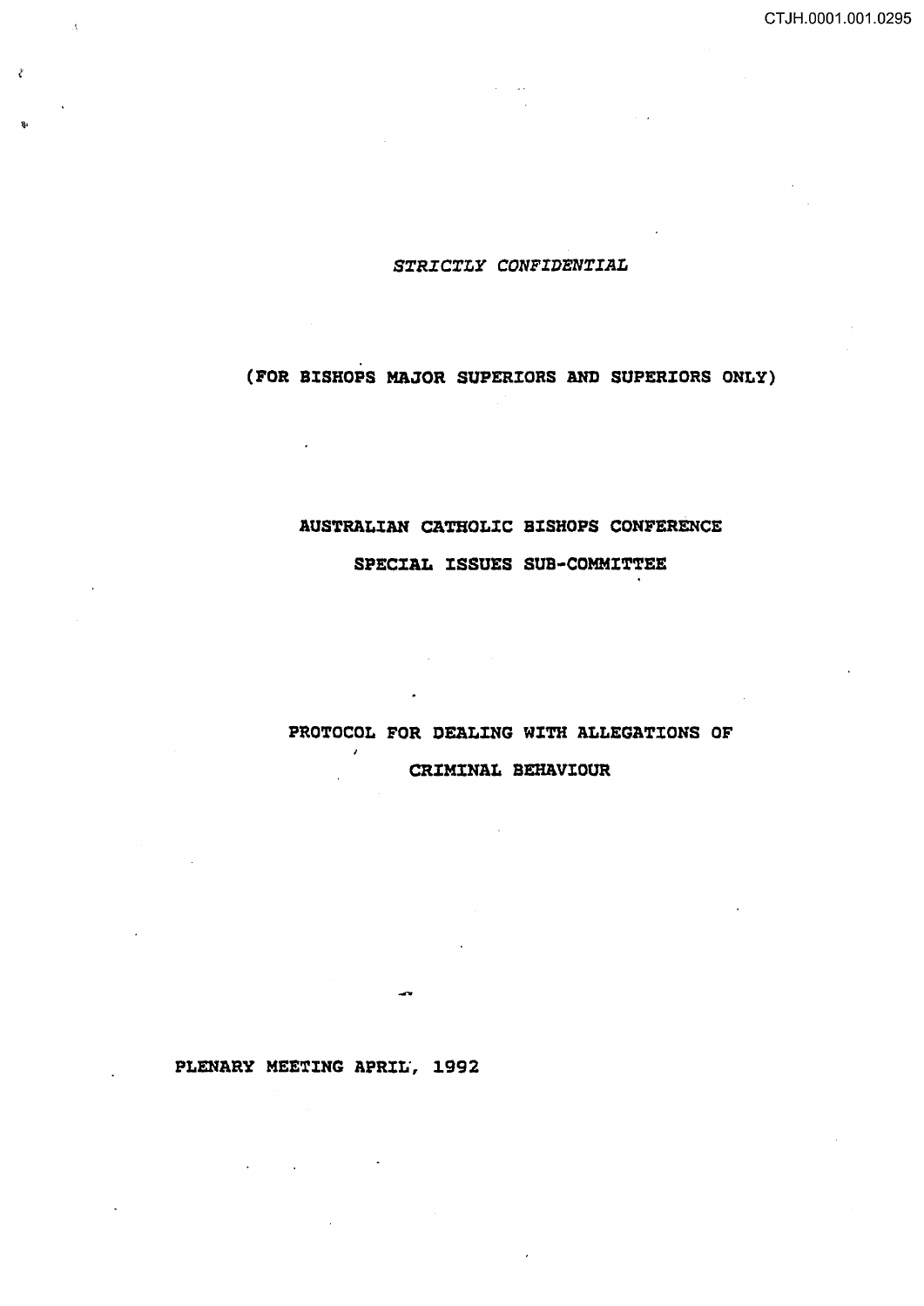*STRICTLY CONFIDENTIAL*

**(FOR BISHOPS MAJOR SUPERIORS AND SUPERIORS ONLY)**

# AUSTRALIAN CATHOLIC BISHOPS CONFERENCE

## SPECIAL ISSUES SUB-COMMITTEE

# PROTOCOL FOR DEALING WITH ALLEGATIONS OF CRIMINAL BEHAVIOUR

**PLENARY MEETING APRIL, 1992**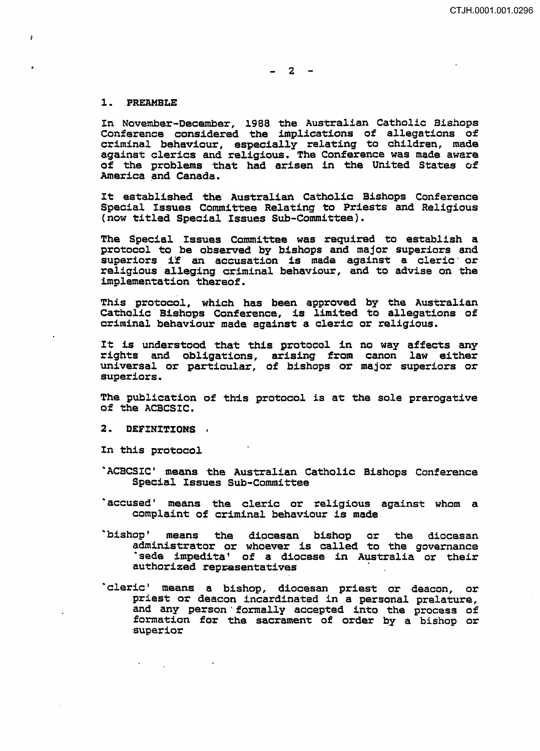## 1. PREAMBLE

In November-December, 1988 the Australian Catholic Bishops Conference considered the implications of allegations of criminal behaviour, especially relating to children, made against clerics and religious. The Conference was made aware of the problems that had arisen in the United States of America and Canada.

It established the Australian Catholic Bishops Conference Special Issues Committee Relating to Priests and Religious (now titled Special Issues Sub-Committee).

The Special Issues Committee was required to establish a protocol to be observed by bishops and major superiors and superiors if an accusation is made against a cleric or religious alleging criminal behaviour, and to advise on the implementation thereof.

This protocol, which has been approved by the Australian Catholic Bishops Conference, is limited to allegations of criminal behaviour made against a cleric or religious.

It is understood that this protocol in no way affects any rights and obligations, arising from canon law either universal or particular, of bishops or major superiors or superiors.

The publication of this protocol is at the sole prerogative of the ACBCSIC.

## 2. DEFINITIONS

In this protocol

'ACBCSIC' means the Australian Catholic Bishops Conference Special Issues Sub-Committee

'accused' means the cleric or religious against whom a complaint of criminal behaviour is made

'bishop' means the diocesan bishop or the diocesan administrator or whoever is called to the governance 'sede impedita' of a diocese in Australia or their authorized representatives

'cleric' means a bishop, diocesan priest or deacon, or priest or deacon incardinated in a personal prelature, and any person formally accepted into the process of formation for the sacrament of order by a bishop or superior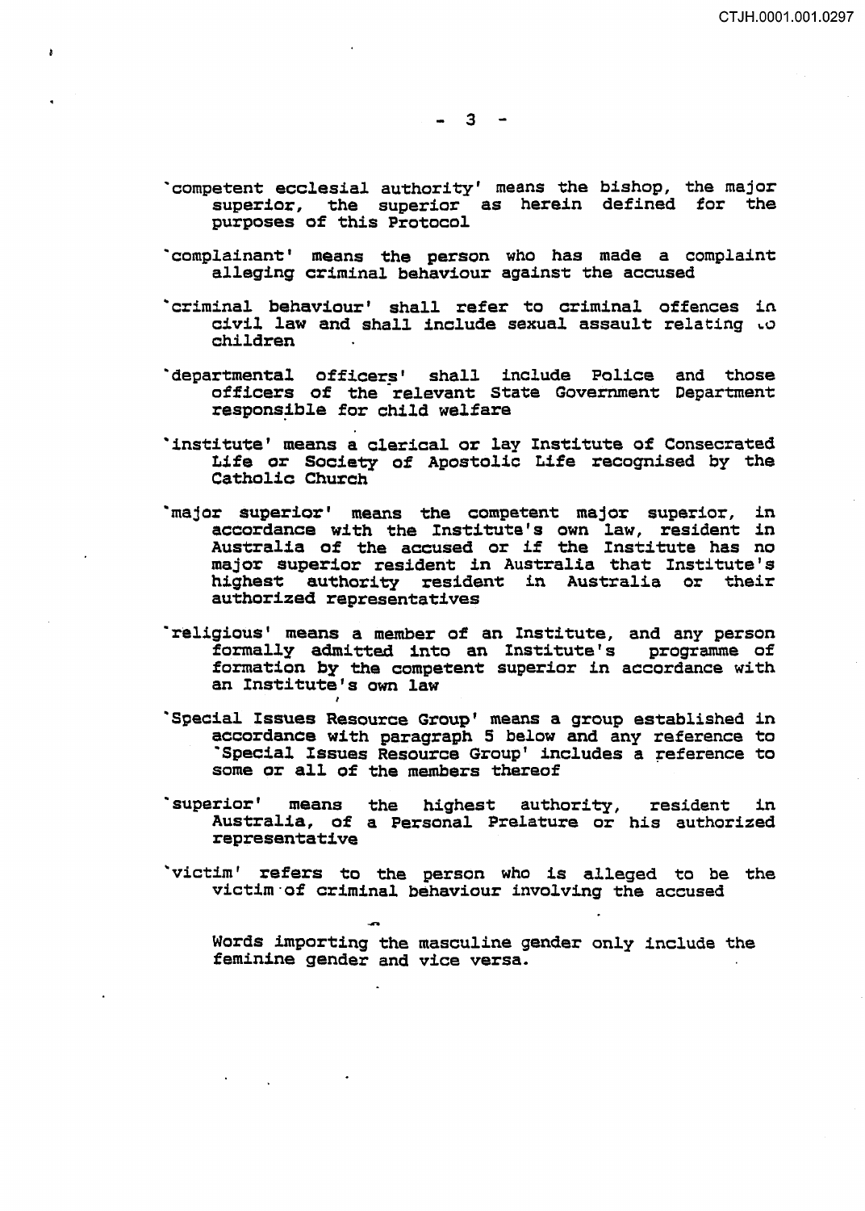'competent ecclesial authority' means the bishop, the major superior, the superior as herein defined for the purposes of this Protocol

'complainant' means the person who has made a complaint alleging criminal behaviour against the accused

'criminal behaviour' shall refer to criminal offences in civil law and shall include sexual assault relating to children

'departmental officers' shall include Police and those officers of the relevant State Government Department responsible for child welfare

'institute' means a clerical or lay Institute of Consecrated Life or Society of Apostolic Life recognised by the Catholic Church

'major superior' means the competent major superior, in accordance with the Institute's own law, resident in Australia of the accused or if the Institute has no major superior resident in Australia that Institute's highest authority resident in Australia or their authorized representatives

'religious' means a member of an Institute, and any person formally admitted into an Institute's programme of formation by the competent superior in accordance with an Institute's own law

'Special Issues Resource Group' means a group established in accordance with paragraph 5 below and any reference to 'Special Issues Resource Group' includes a reference to some or all of the members thereof

'superior' means the highest authority, resident in Australia, of a Personal Prelature or his authorized representative

'victim' refers to the person who is alleged to be the victim of criminal behaviour involving the accused

Words importing the masculine gender only include the feminine gender and vice versa.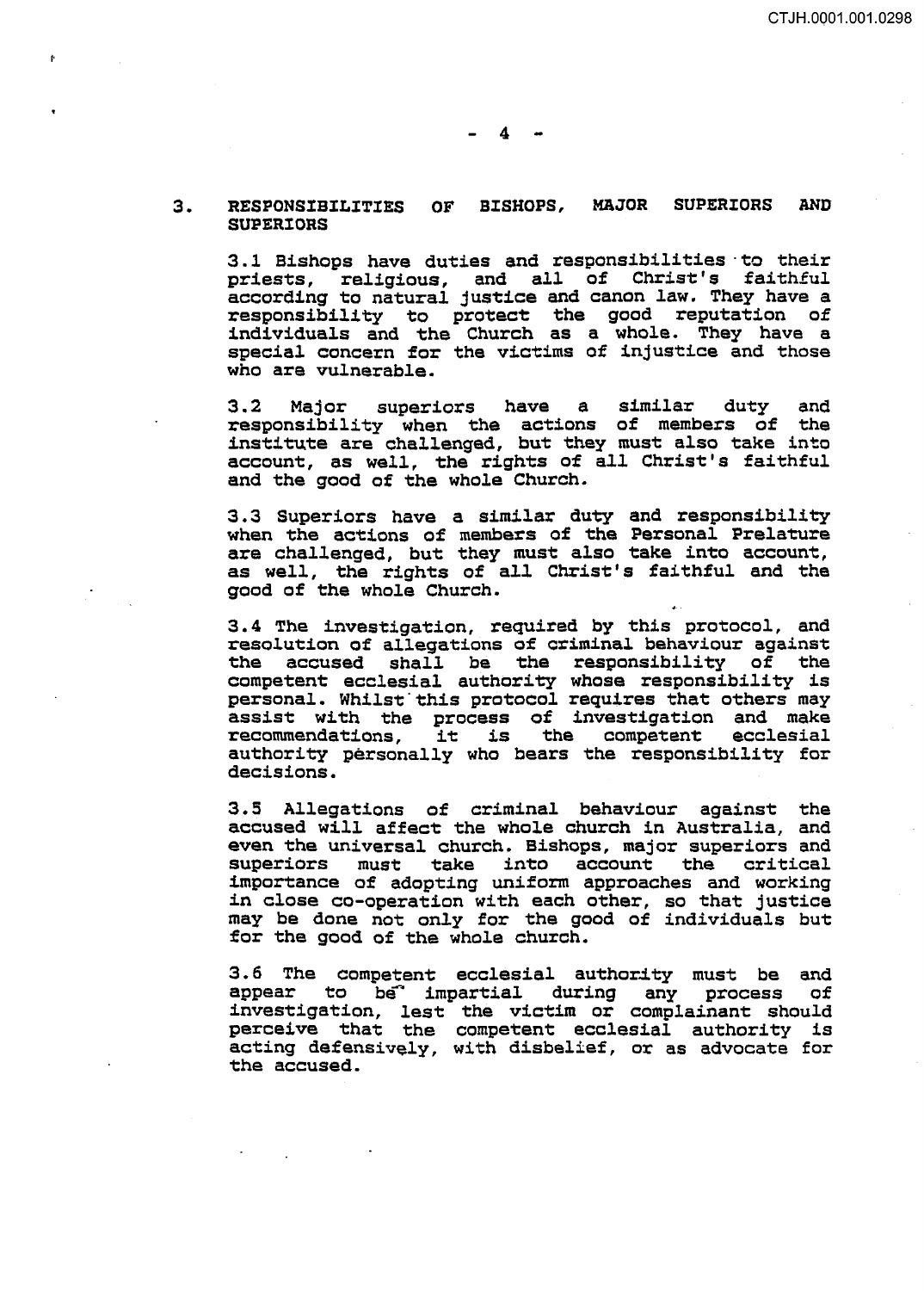## 3. RESPONSIBILITIES OF BISHOPS, MAJOR SUPERIORS AND SUPERIORS

3.1 Bishops have duties and responsibilities to their priests, religious, and all of Christ's faithful according to natural justice and canon law. They have a responsibility to protect the good reputation of individuals and the Church as a whole. They have a special concern for the victims of injustice and those who are vulnerable.

3.2 Major superiors have a similar duty and responsibility when the actions of members of the institute are challenged, but they must also take into account, as well, the rights of all Christ's faithful and the good of the whole Church.

3.3 Superiors have a similar duty and responsibility when the actions of members of the Personal Prelature are challenged, but they must also take into account, as well, the rights of all Christ's faithful and the good of the whole Church.

3.4 The investigation, required by this protocol, and resolution of allegations of criminal behaviour against the accused shall be the responsibility of the competent ecclesial authority whose responsibility is personal. Whilst this protocol requires that others may assist with the process of investigation and make recommendations, it is the competent ecclesial authority personally who bears the responsibility for decisions.

3.5 Allegations of criminal behaviour against the accused will affect the whole church in Australia, and even the universal church. Bishops, major superiors and superiors must take into account the critical importance of adopting uniform approaches and working in close co-operation with each other, so that justice may be done not only for the good of individuals but for the good of the whole church.

3.6 The competent ecclesial authority must be and appear to be impartial during any process of investigation, lest the victim or complainant should perceive that the competent ecclesial authority is acting defensively, with disbelief, or as advocate for the accused.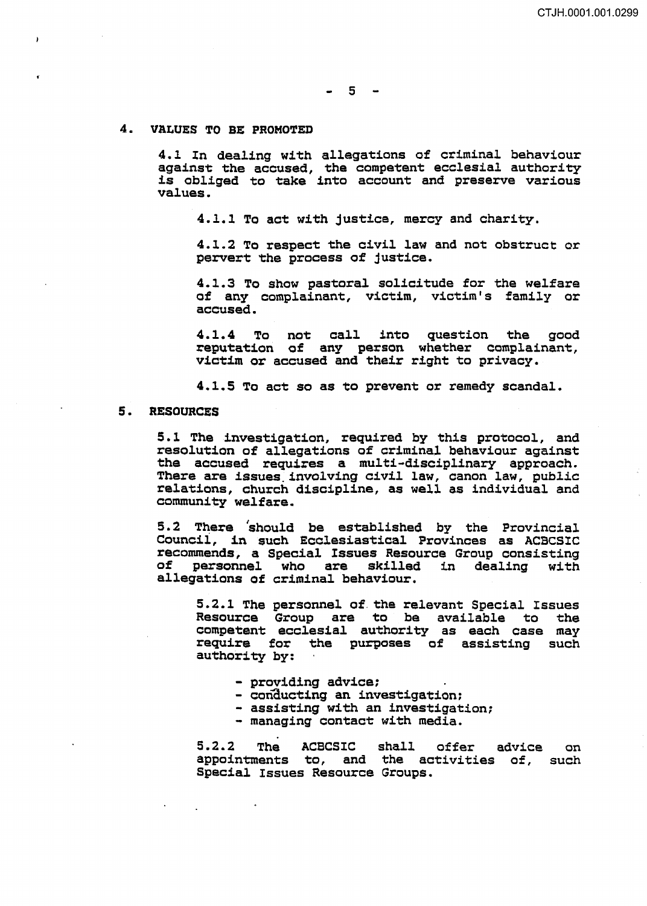## 4. VALUES TO BE PROMOTED

4.1 In dealing with allegations of criminal behaviour against the accused, the competent ecclesial authority is obliged to take into account and preserve various values.

4.1.1 To act with justice, mercy and charity.

4.1.2 To respect the civil law and not obstruct or pervert the process of justice.

4.1.3 To show pastoral solicitude for the welfare of any complainant, victim, victim's family or accused.

4.1.4 To not call into question the good reputation of any person whether complainant, victim or accused and their right to privacy.

4.1.5 To act so as to prevent or remedy scandal.

## 5. RESOURCES

5.1 The investigation, required by this protocol, and resolution of allegations of criminal behaviour against the accused requires a multi-disciplinary approach. There are issues involving civil law, canon law, public relations, church discipline, as well as individual and community welfare.

5.2 There should be established by the Provincial Council, in such Ecclesiastical Provinces as ACBCSIC recommends, a Special Issues Resource Group consisting of personnel who are skilled in dealing with allegations of criminal behaviour.

5.2.1 The personnel of the relevant Special Issues Resource Group are to be available to the competent ecclesial authority as each case may require for the purposes of assisting such authority by:

- providing advice;
- conducting an investigation;
- assisting with an investigation;
- managing contact with media.

5.2.2 The ACBCSIC shall offer advice on appointments to, and the activities of, such Special Issues Resource Groups.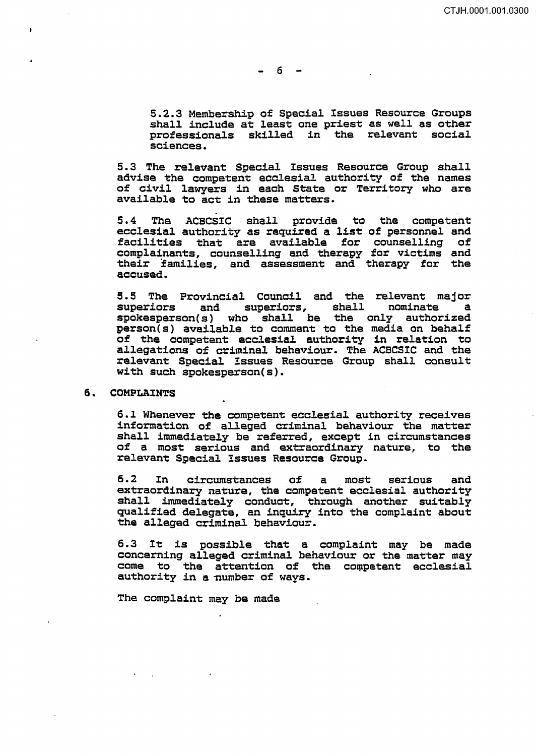5.2.3 Membership of Special Issues Resource Groups shall include at least one priest as well as other professionals skilled in the relevant social sciences.

5.3 The relevant Special Issues Resource Group shall advise the competent ecclesial authority of the names of civil lawyers in each State or Territory who are available to act in these matters.

5.4 The ACBCSIC shall provide to the competent ecclesial authority as required a list of personnel and facilities that are available for counselling of complainants, counselling and therapy for victims and their families, and assessment and therapy for the accused.

5.5 The Provincial Council and the relevant major superiors and superiors, shall nominate a spokesperson(s) who shall be the only authorized person(s) available to comment to the media on behalf of the competent ecclesial authority in relation to allegations of criminal behaviour. The ACBCSIC and the relevant Special Issues Resource Group shall consult with such spokesperson(s).

## 6. COMPLAINTS

6.1 Whenever the competent ecclesial authority receives information of alleged criminal behaviour the matter shall immediately be referred, except in circumstances of a most serious and extraordinary nature, to the relevant Special Issues Resource Group.

6.2 In circumstances of a most serious and extraordinary nature, the competent ecclesial authority shall immediately conduct, through another suitably qualified delegate, an inquiry into the complaint about the alleged criminal behaviour.

6.3 It is possible that a complaint may be made concerning alleged criminal behaviour or the matter may come to the attention of the competent ecclesial authority in a number of ways.

The complaint may be made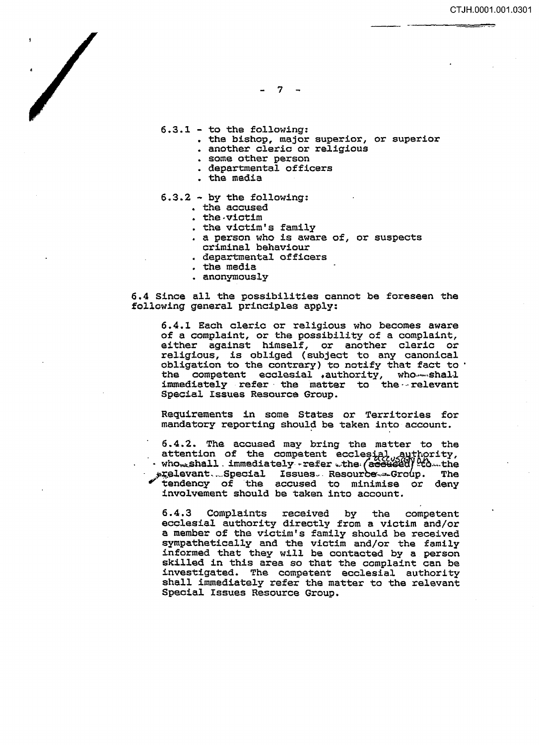6.3.1 - to the following:

- the bishop, major superior, or superior
- another cleric or religious
- some other person
- departmental officers
- the media

6.3.2 - by the following:

- the accused
- the victim
- the victim's family
- a person who is aware of, or suspects criminal behaviour
- departmental officers
- the media
- anonymously

6.4 Since all the possibilities cannot be foreseen the following general principles apply:

> 6.4.1 Each cleric or religious who becomes aware of a complaint, or the possibility of a complaint, either against himself, or another cleric or religious, is obliged (subject to any canonical obligation to the contrary) to notify that fact to the competent ecclesial authority, who shall immediately refer the matter to the relevant Special Issues Resource Group.
>
> Requirements in some States or Territories for mandatory reporting should be taken into account.
>
> 6.4.2. The accused may bring the matter to the attention of the competent ecclesial authority, who shall immediately refer the (accused) accusation to the relevant Special Issues Resource Group. The tendency of the accused to minimise or deny involvement should be taken into account.
>
> 6.4.3 Complaints received by the competent ecclesial authority directly from a victim and/or a member of the victim's family should be received sympathetically and the victim and/or the family informed that they will be contacted by a person skilled in this area so that the complaint can be investigated. The competent ecclesial authority shall immediately refer the matter to the relevant Special Issues Resource Group.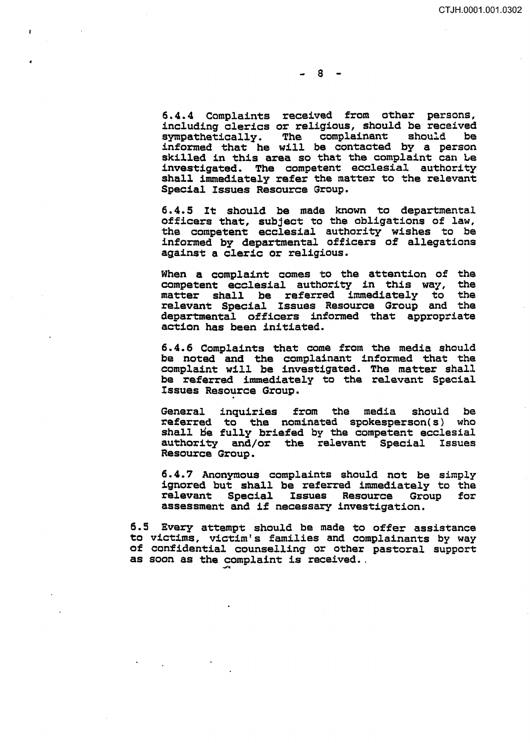6.4.4 Complaints received from other persons, including clerics or religious, should be received sympathetically. The complainant should be informed that he will be contacted by a person skilled in this area so that the complaint can be investigated. The competent ecclesial authority shall immediately refer the matter to the relevant Special Issues Resource Group.

6.4.5 It should be made known to departmental officers that, subject to the obligations of law, the competent ecclesial authority wishes to be informed by departmental officers of allegations against a cleric or religious.

When a complaint comes to the attention of the competent ecclesial authority in this way, the matter shall be referred immediately to the relevant Special Issues Resource Group and the departmental officers informed that appropriate action has been initiated.

6.4.6 Complaints that come from the media should be noted and the complainant informed that the complaint will be investigated. The matter shall be referred immediately to the relevant Special Issues Resource Group.

General inquiries from the media should be referred to the nominated spokesperson(s) who shall be fully briefed by the competent ecclesial authority and/or the relevant Special Issues Resource Group.

6.4.7 Anonymous complaints should not be simply ignored but shall be referred immediately to the relevant Special Issues Resource Group for assessment and if necessary investigation.

6.5 Every attempt should be made to offer assistance to victims, victim's families and complainants by way of confidential counselling or other pastoral support as soon as the complaint is received.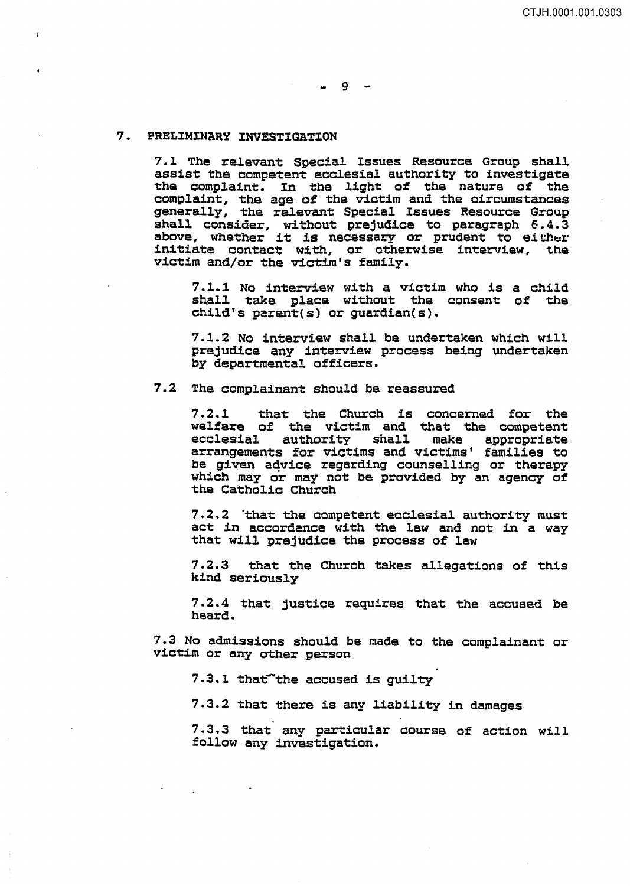## 7. PRELIMINARY INVESTIGATION

7.1 The relevant Special Issues Resource Group shall assist the competent ecclesial authority to investigate the complaint. In the light of the nature of the complaint, the age of the victim and the circumstances generally, the relevant Special Issues Resource Group shall consider, without prejudice to paragraph 6.4.3 above, whether it is necessary or prudent to either initiate contact with, or otherwise interview, the victim and/or the victim's family.

> 7.1.1 No interview with a victim who is a child shall take place without the consent of the child's parent(s) or guardian(s).
>
> 7.1.2 No interview shall be undertaken which will prejudice any interview process being undertaken by departmental officers.

7.2 The complainant should be reassured

> 7.2.1 that the Church is concerned for the welfare of the victim and that the competent ecclesial authority shall make appropriate arrangements for victims and victims' families to be given advice regarding counselling or therapy which may or may not be provided by an agency of the Catholic Church
>
> 7.2.2 that the competent ecclesial authority must act in accordance with the law and not in a way that will prejudice the process of law
>
> 7.2.3 that the Church takes allegations of this kind seriously
>
> 7.2.4 that justice requires that the accused be heard.

7.3 No admissions should be made to the complainant or victim or any other person

> 7.3.1 that the accused is guilty
>
> 7.3.2 that there is any liability in damages
>
> 7.3.3 that any particular course of action will follow any investigation.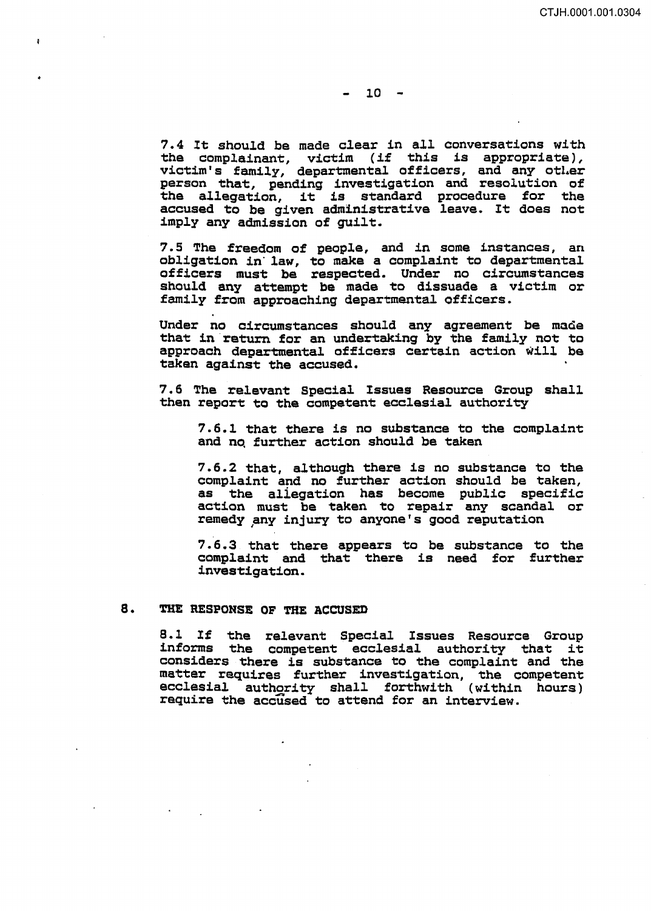7.4 It should be made clear in all conversations with the complainant, victim (if this is appropriate), victim's family, departmental officers, and any other person that, pending investigation and resolution of the allegation, it is standard procedure for the accused to be given administrative leave. It does not imply any admission of guilt.

7.5 The freedom of people, and in some instances, an obligation in law, to make a complaint to departmental officers must be respected. Under no circumstances should any attempt be made to dissuade a victim or family from approaching departmental officers.

Under no circumstances should any agreement be made that in return for an undertaking by the family not to approach departmental officers certain action will be taken against the accused.

7.6 The relevant Special Issues Resource Group shall then report to the competent ecclesial authority

> 7.6.1 that there is no substance to the complaint and no further action should be taken
>
> 7.6.2 that, although there is no substance to the complaint and no further action should be taken, as the allegation has become public specific action must be taken to repair any scandal or remedy any injury to anyone's good reputation
>
> 7.6.3 that there appears to be substance to the complaint and that there is need for further investigation.

## 8. THE RESPONSE OF THE ACCUSED

8.1 If the relevant Special Issues Resource Group informs the competent ecclesial authority that it considers there is substance to the complaint and the matter requires further investigation, the competent ecclesial authority shall forthwith (within hours) require the accused to attend for an interview.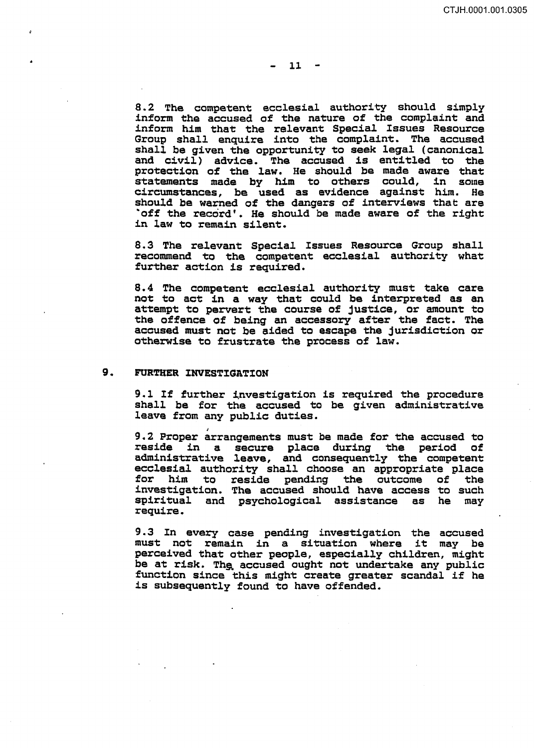8.2 The competent ecclesial authority should simply inform the accused of the nature of the complaint and inform him that the relevant Special Issues Resource Group shall enquire into the complaint. The accused shall be given the opportunity to seek legal (canonical and civil) advice. The accused is entitled to the protection of the law. He should be made aware that statements made by him to others could, in some circumstances, be used as evidence against him. He should be warned of the dangers of interviews that are 'off the record'. He should be made aware of the right in law to remain silent.

8.3 The relevant Special Issues Resource Group shall recommend to the competent ecclesial authority what further action is required.

8.4 The competent ecclesial authority must take care not to act in a way that could be interpreted as an attempt to pervert the course of justice, or amount to the offence of being an accessory after the fact. The accused must not be aided to escape the jurisdiction or otherwise to frustrate the process of law.

## 9. FURTHER INVESTIGATION

9.1 If further investigation is required the procedure shall be for the accused to be given administrative leave from any public duties.

9.2 Proper arrangements must be made for the accused to reside in a secure place during the period of administrative leave, and consequently the competent ecclesial authority shall choose an appropriate place for him to reside pending the outcome of the investigation. The accused should have access to such spiritual and psychological assistance as he may require.

9.3 In every case pending investigation the accused must not remain in a situation where it may be perceived that other people, especially children, might be at risk. The accused ought not undertake any public function since this might create greater scandal if he is subsequently found to have offended.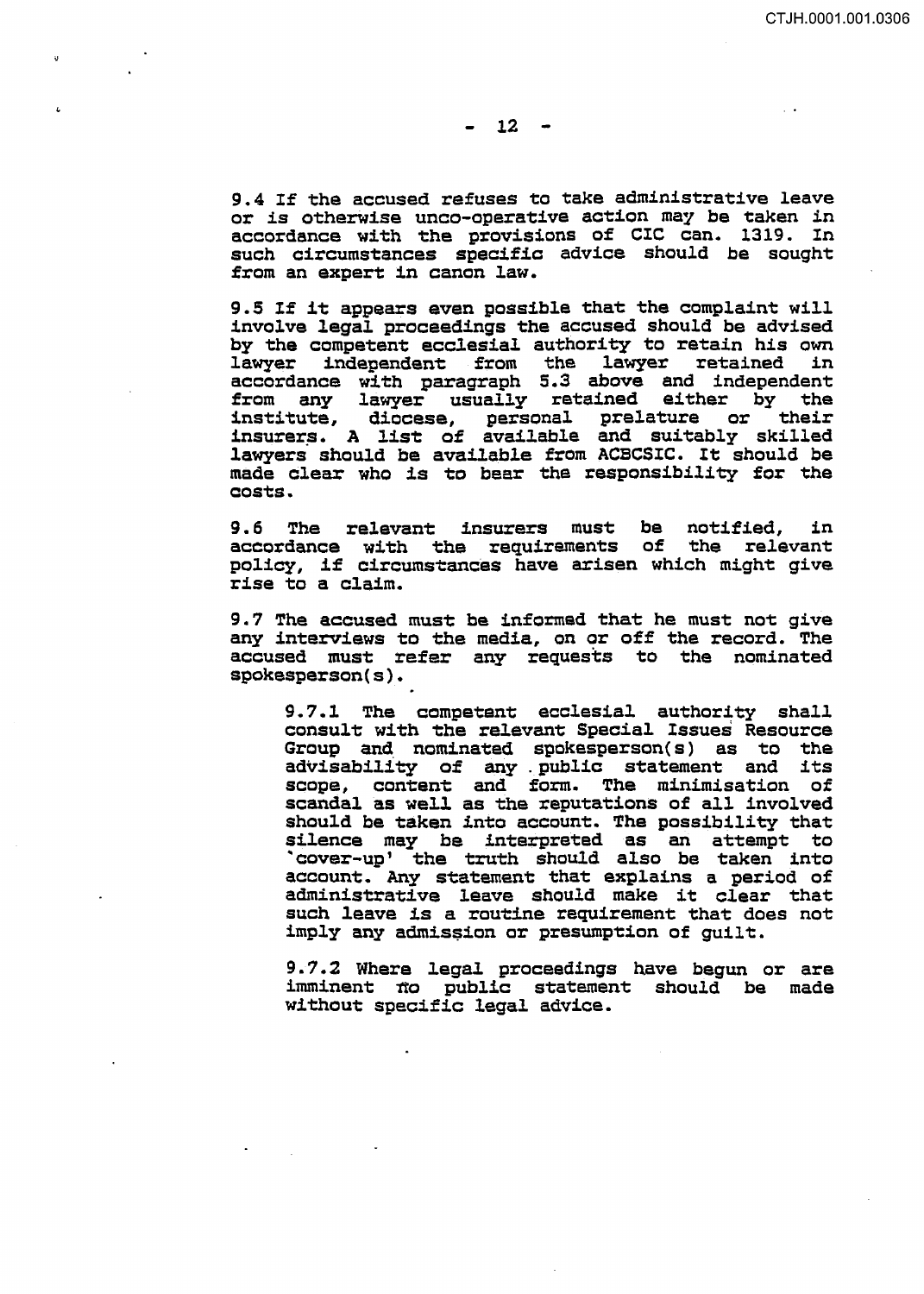9.4 If the accused refuses to take administrative leave or is otherwise unco-operative action may be taken in accordance with the provisions of CIC can. 1319. In such circumstances specific advice should be sought from an expert in canon law.

9.5 If it appears even possible that the complaint will involve legal proceedings the accused should be advised by the competent ecclesial authority to retain his own lawyer independent from the lawyer retained in accordance with paragraph 5.3 above and independent from any lawyer usually retained either by the institute, diocese, personal prelature or their insurers. A list of available and suitably skilled lawyers should be available from ACBCSIC. It should be made clear who is to bear the responsibility for the costs.

9.6 The relevant insurers must be notified, in accordance with the requirements of the relevant policy, if circumstances have arisen which might give rise to a claim.

9.7 The accused must be informed that he must not give any interviews to the media, on or off the record. The accused must refer any requests to the nominated spokesperson(s).

> 9.7.1 The competent ecclesial authority shall consult with the relevant Special Issues Resource Group and nominated spokesperson(s) as to the advisability of any public statement and its scope, content and form. The minimisation of scandal as well as the reputations of all involved should be taken into account. The possibility that silence may be interpreted as an attempt to 'cover-up' the truth should also be taken into account. Any statement that explains a period of administrative leave should make it clear that such leave is a routine requirement that does not imply any admission or presumption of guilt.
>
> 9.7.2 Where legal proceedings have begun or are imminent no public statement should be made without specific legal advice.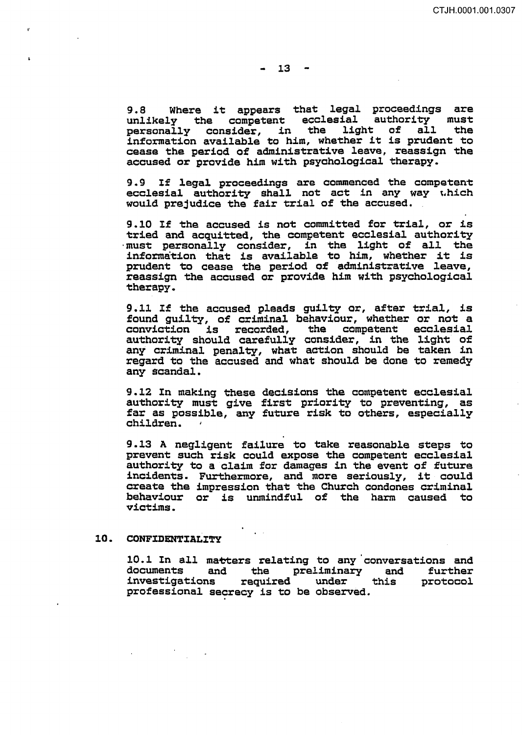9.8 Where it appears that legal proceedings are unlikely the competent ecclesial authority must personally consider, in the light of all the information available to him, whether it is prudent to cease the period of administrative leave, reassign the accused or provide him with psychological therapy.

9.9 If legal proceedings are commenced the competent ecclesial authority shall not act in any way which would prejudice the fair trial of the accused.

9.10 If the accused is not committed for trial, or is tried and acquitted, the competent ecclesial authority must personally consider, in the light of all the information that is available to him, whether it is prudent to cease the period of administrative leave, reassign the accused or provide him with psychological therapy.

9.11 If the accused pleads guilty or, after trial, is found guilty, of criminal behaviour, whether or not a conviction is recorded, the competent ecclesial authority should carefully consider, in the light of any criminal penalty, what action should be taken in regard to the accused and what should be done to remedy any scandal.

9.12 In making these decisions the competent ecclesial authority must give first priority to preventing, as far as possible, any future risk to others, especially children.

9.13 A negligent failure to take reasonable steps to prevent such risk could expose the competent ecclesial authority to a claim for damages in the event of future incidents. Furthermore, and more seriously, it could create the impression that the Church condones criminal behaviour or is unmindful of the harm caused to victims.

## 10. CONFIDENTIALITY

10.1 In all matters relating to any conversations and documents and the preliminary and further investigations required under this protocol professional secrecy is to be observed.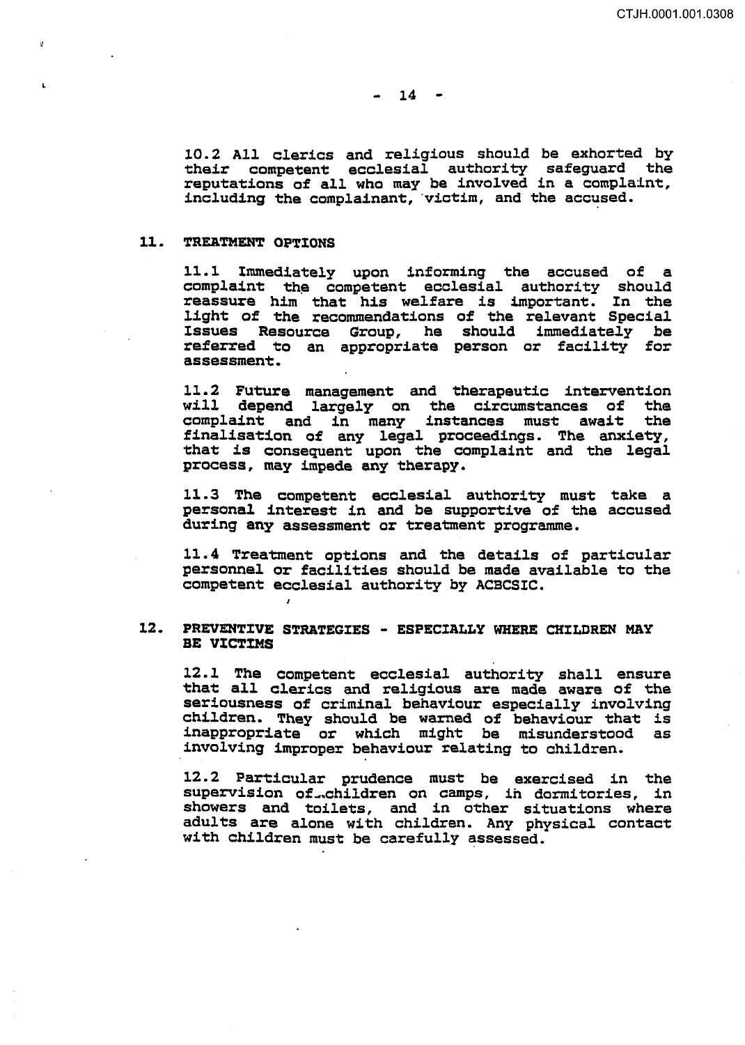10.2 All clerics and religious should be exhorted by their competent ecclesial authority safeguard the reputations of all who may be involved in a complaint, including the complainant, victim, and the accused.

## 11. TREATMENT OPTIONS

11.1 Immediately upon informing the accused of a complaint the competent ecclesial authority should reassure him that his welfare is important. In the light of the recommendations of the relevant Special Issues Resource Group, he should immediately be referred to an appropriate person or facility for assessment.

11.2 Future management and therapeutic intervention will depend largely on the circumstances of the complaint and in many instances must await the finalisation of any legal proceedings. The anxiety, that is consequent upon the complaint and the legal process, may impede any therapy.

11.3 The competent ecclesial authority must take a personal interest in and be supportive of the accused during any assessment or treatment programme.

11.4 Treatment options and the details of particular personnel or facilities should be made available to the competent ecclesial authority by ACBCSIC.

## 12. PREVENTIVE STRATEGIES - ESPECIALLY WHERE CHILDREN MAY BE VICTIMS

12.1 The competent ecclesial authority shall ensure that all clerics and religious are made aware of the seriousness of criminal behaviour especially involving children. They should be warned of behaviour that is inappropriate or which might be misunderstood as involving improper behaviour relating to children.

12.2 Particular prudence must be exercised in the supervision of children on camps, in dormitories, in showers and toilets, and in other situations where adults are alone with children. Any physical contact with children must be carefully assessed.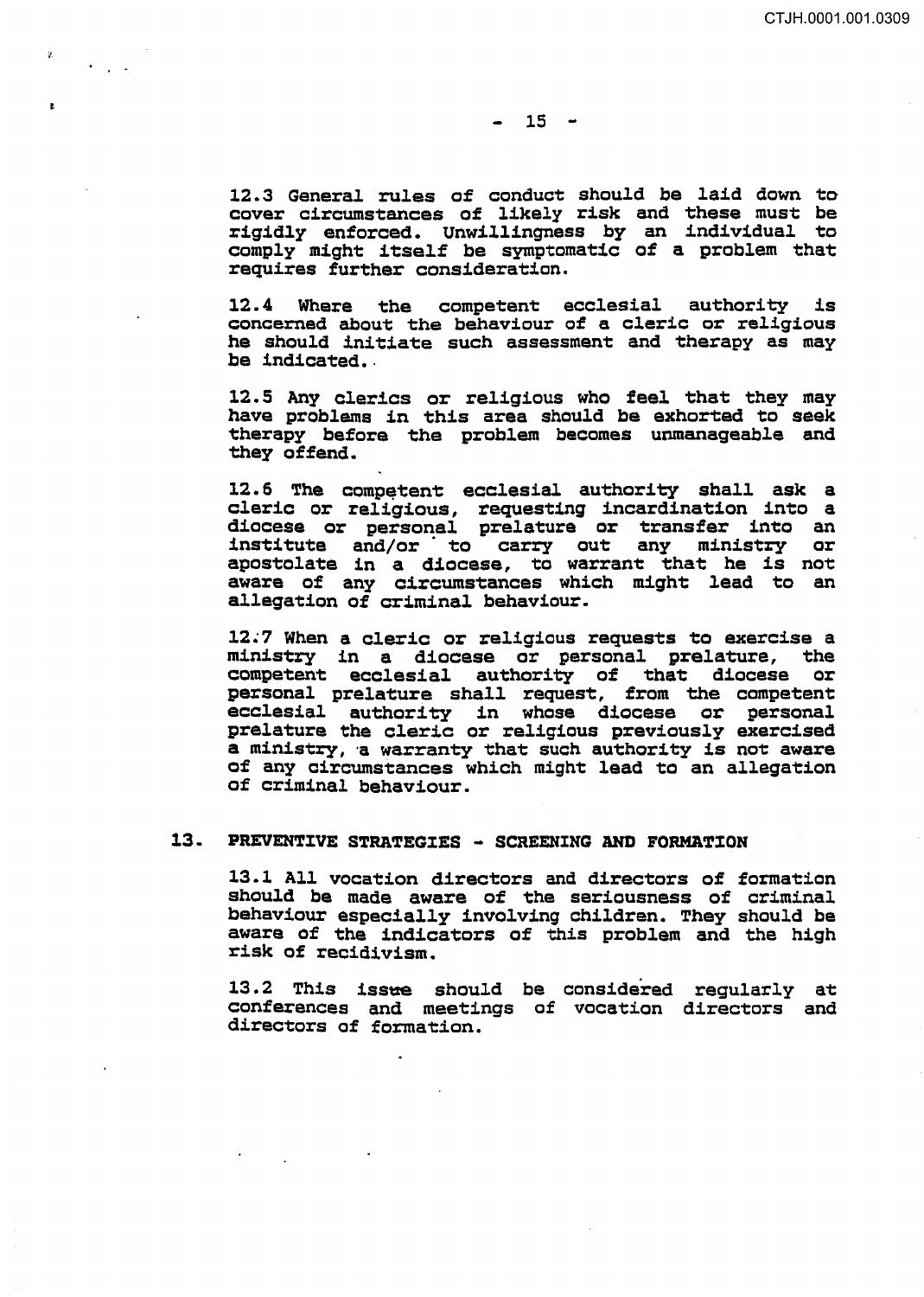12.3 General rules of conduct should be laid down to cover circumstances of likely risk and these must be rigidly enforced. Unwillingness by an individual to comply might itself be symptomatic of a problem that requires further consideration.

12.4 Where the competent ecclesial authority is concerned about the behaviour of a cleric or religious he should initiate such assessment and therapy as may be indicated.

12.5 Any clerics or religious who feel that they may have problems in this area should be exhorted to seek therapy before the problem becomes unmanageable and they offend.

12.6 The competent ecclesial authority shall ask a cleric or religious, requesting incardination into a diocese or personal prelature or transfer into an institute and/or to carry out any ministry or apostolate in a diocese, to warrant that he is not aware of any circumstances which might lead to an allegation of criminal behaviour.

12.7 When a cleric or religious requests to exercise a ministry in a diocese or personal prelature, the competent ecclesial authority of that diocese or personal prelature shall request, from the competent ecclesial authority in whose diocese or personal prelature the cleric or religious previously exercised a ministry, a warranty that such authority is not aware of any circumstances which might lead to an allegation of criminal behaviour.

## 13. PREVENTIVE STRATEGIES - SCREENING AND FORMATION

13.1 All vocation directors and directors of formation should be made aware of the seriousness of criminal behaviour especially involving children. They should be aware of the indicators of this problem and the high risk of recidivism.

13.2 This issue should be considered regularly at conferences and meetings of vocation directors and directors of formation.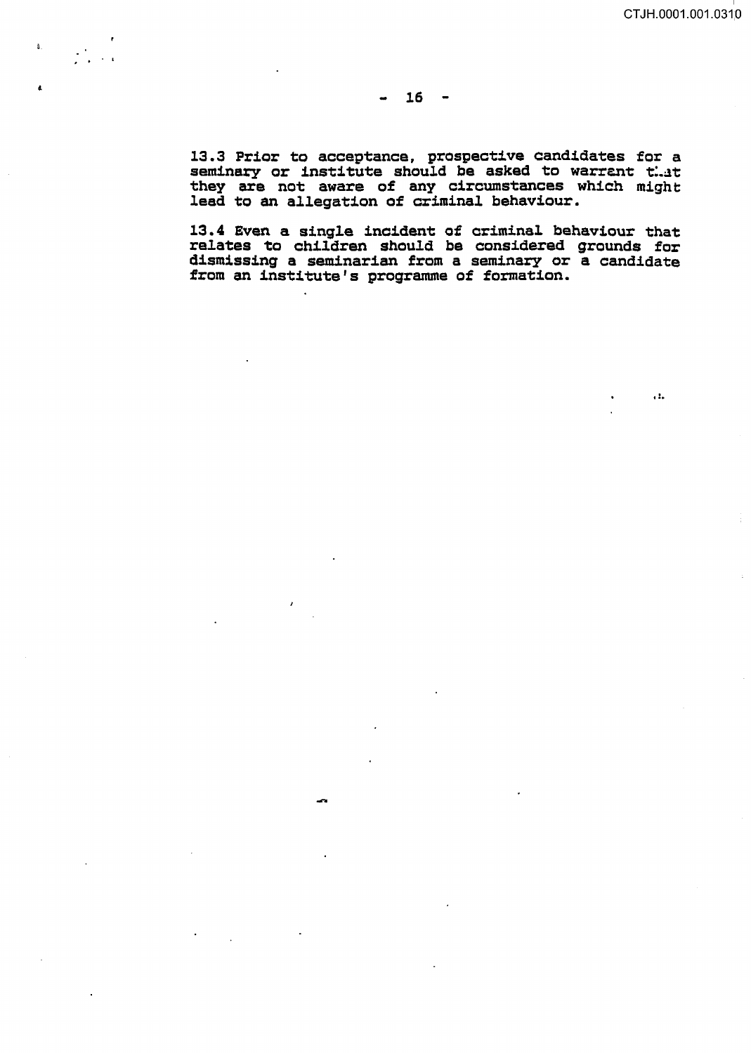13.3 Prior to acceptance, prospective candidates for a seminary or institute should be asked to warrant that they are not aware of any circumstances which might lead to an allegation of criminal behaviour.

13.4 Even a single incident of criminal behaviour that relates to children should be considered grounds for dismissing a seminarian from a seminary or a candidate from an institute's programme of formation.